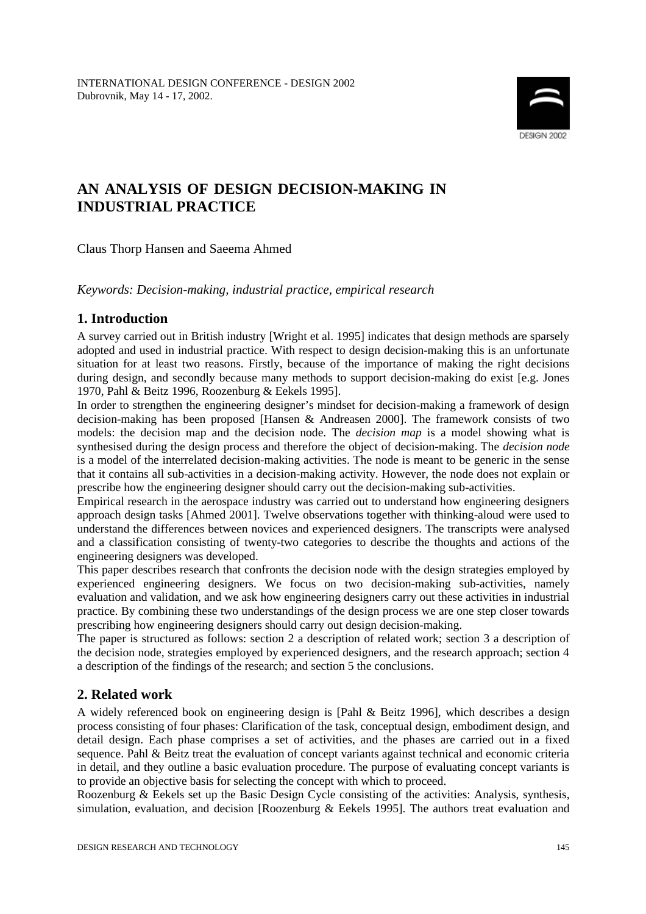INTERNATIONAL DESIGN CONFERENCE - DESIGN 2002
Dubrovnik, May 14 - 17, 2002.

# AN ANALYSIS OF DESIGN DECISION-MAKING IN INDUSTRIAL PRACTICE

Claus Thorp Hansen and Saeema Ahmed

*Keywords: Decision-making, industrial practice, empirical research*

## 1. Introduction

A survey carried out in British industry [Wright et al. 1995] indicates that design methods are sparsely adopted and used in industrial practice. With respect to design decision-making this is an unfortunate situation for at least two reasons. Firstly, because of the importance of making the right decisions during design, and secondly because many methods to support decision-making do exist [e.g. Jones 1970, Pahl & Beitz 1996, Roozenburg & Eekels 1995].

In order to strengthen the engineering designer's mindset for decision-making a framework of design decision-making has been proposed [Hansen & Andreasen 2000]. The framework consists of two models: the decision map and the decision node. The *decision map* is a model showing what is synthesised during the design process and therefore the object of decision-making. The *decision node* is a model of the interrelated decision-making activities. The node is meant to be generic in the sense that it contains all sub-activities in a decision-making activity. However, the node does not explain or prescribe how the engineering designer should carry out the decision-making sub-activities.

Empirical research in the aerospace industry was carried out to understand how engineering designers approach design tasks [Ahmed 2001]. Twelve observations together with thinking-aloud were used to understand the differences between novices and experienced designers. The transcripts were analysed and a classification consisting of twenty-two categories to describe the thoughts and actions of the engineering designers was developed.

This paper describes research that confronts the decision node with the design strategies employed by experienced engineering designers. We focus on two decision-making sub-activities, namely evaluation and validation, and we ask how engineering designers carry out these activities in industrial practice. By combining these two understandings of the design process we are one step closer towards prescribing how engineering designers should carry out design decision-making.

The paper is structured as follows: section 2 a description of related work; section 3 a description of the decision node, strategies employed by experienced designers, and the research approach; section 4 a description of the findings of the research; and section 5 the conclusions.

## 2. Related work

A widely referenced book on engineering design is [Pahl & Beitz 1996], which describes a design process consisting of four phases: Clarification of the task, conceptual design, embodiment design, and detail design. Each phase comprises a set of activities, and the phases are carried out in a fixed sequence. Pahl & Beitz treat the evaluation of concept variants against technical and economic criteria in detail, and they outline a basic evaluation procedure. The purpose of evaluating concept variants is to provide an objective basis for selecting the concept with which to proceed.

Roozenburg & Eekels set up the Basic Design Cycle consisting of the activities: Analysis, synthesis, simulation, evaluation, and decision [Roozenburg & Eekels 1995]. The authors treat evaluation and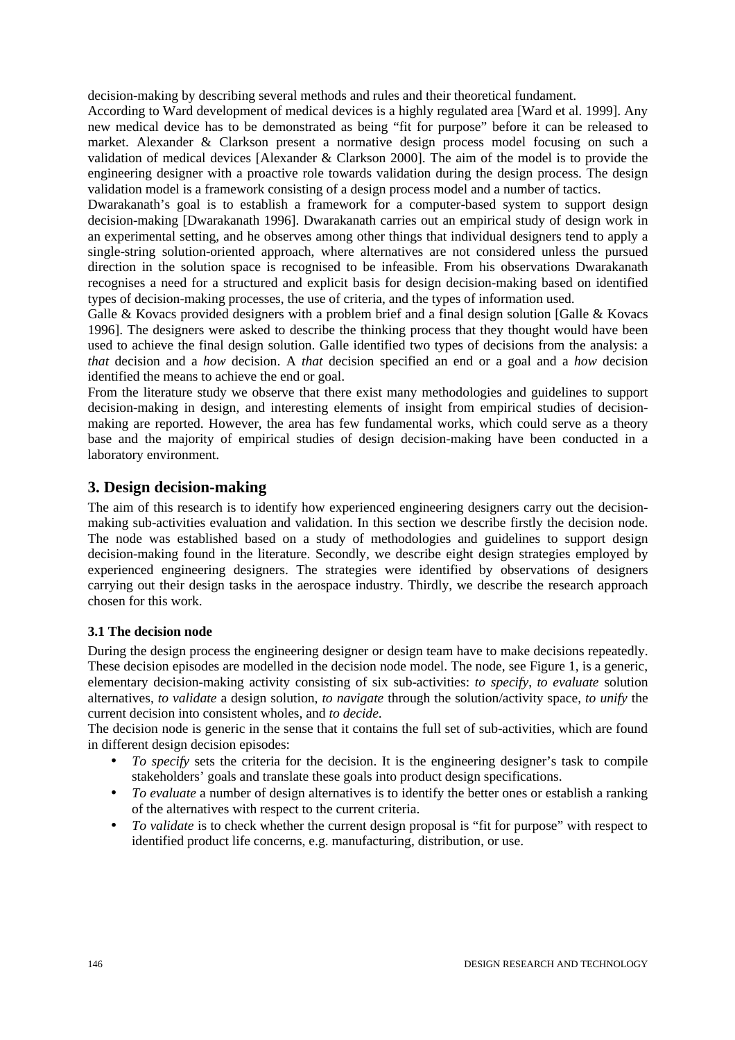decision-making by describing several methods and rules and their theoretical fundament.

According to Ward development of medical devices is a highly regulated area [Ward et al. 1999]. Any new medical device has to be demonstrated as being "fit for purpose" before it can be released to market. Alexander & Clarkson present a normative design process model focusing on such a validation of medical devices [Alexander & Clarkson 2000]. The aim of the model is to provide the engineering designer with a proactive role towards validation during the design process. The design validation model is a framework consisting of a design process model and a number of tactics.

Dwarakanath's goal is to establish a framework for a computer-based system to support design decision-making [Dwarakanath 1996]. Dwarakanath carries out an empirical study of design work in an experimental setting, and he observes among other things that individual designers tend to apply a single-string solution-oriented approach, where alternatives are not considered unless the pursued direction in the solution space is recognised to be infeasible. From his observations Dwarakanath recognises a need for a structured and explicit basis for design decision-making based on identified types of decision-making processes, the use of criteria, and the types of information used.

Galle & Kovacs provided designers with a problem brief and a final design solution [Galle & Kovacs 1996]. The designers were asked to describe the thinking process that they thought would have been used to achieve the final design solution. Galle identified two types of decisions from the analysis: a *that* decision and a *how* decision. A *that* decision specified an end or a goal and a *how* decision identified the means to achieve the end or goal.

From the literature study we observe that there exist many methodologies and guidelines to support decision-making in design, and interesting elements of insight from empirical studies of decision-making are reported. However, the area has few fundamental works, which could serve as a theory base and the majority of empirical studies of design decision-making have been conducted in a laboratory environment.

## 3. Design decision-making

The aim of this research is to identify how experienced engineering designers carry out the decision-making sub-activities evaluation and validation. In this section we describe firstly the decision node. The node was established based on a study of methodologies and guidelines to support design decision-making found in the literature. Secondly, we describe eight design strategies employed by experienced engineering designers. The strategies were identified by observations of designers carrying out their design tasks in the aerospace industry. Thirdly, we describe the research approach chosen for this work.

### 3.1 The decision node

During the design process the engineering designer or design team have to make decisions repeatedly. These decision episodes are modelled in the decision node model. The node, see Figure 1, is a generic, elementary decision-making activity consisting of six sub-activities: *to specify*, *to evaluate* solution alternatives, *to validate* a design solution, *to navigate* through the solution/activity space, *to unify* the current decision into consistent wholes, and *to decide*.

The decision node is generic in the sense that it contains the full set of sub-activities, which are found in different design decision episodes:

- *To specify* sets the criteria for the decision. It is the engineering designer's task to compile stakeholders' goals and translate these goals into product design specifications.
- *To evaluate* a number of design alternatives is to identify the better ones or establish a ranking of the alternatives with respect to the current criteria.
- *To validate* is to check whether the current design proposal is "fit for purpose" with respect to identified product life concerns, e.g. manufacturing, distribution, or use.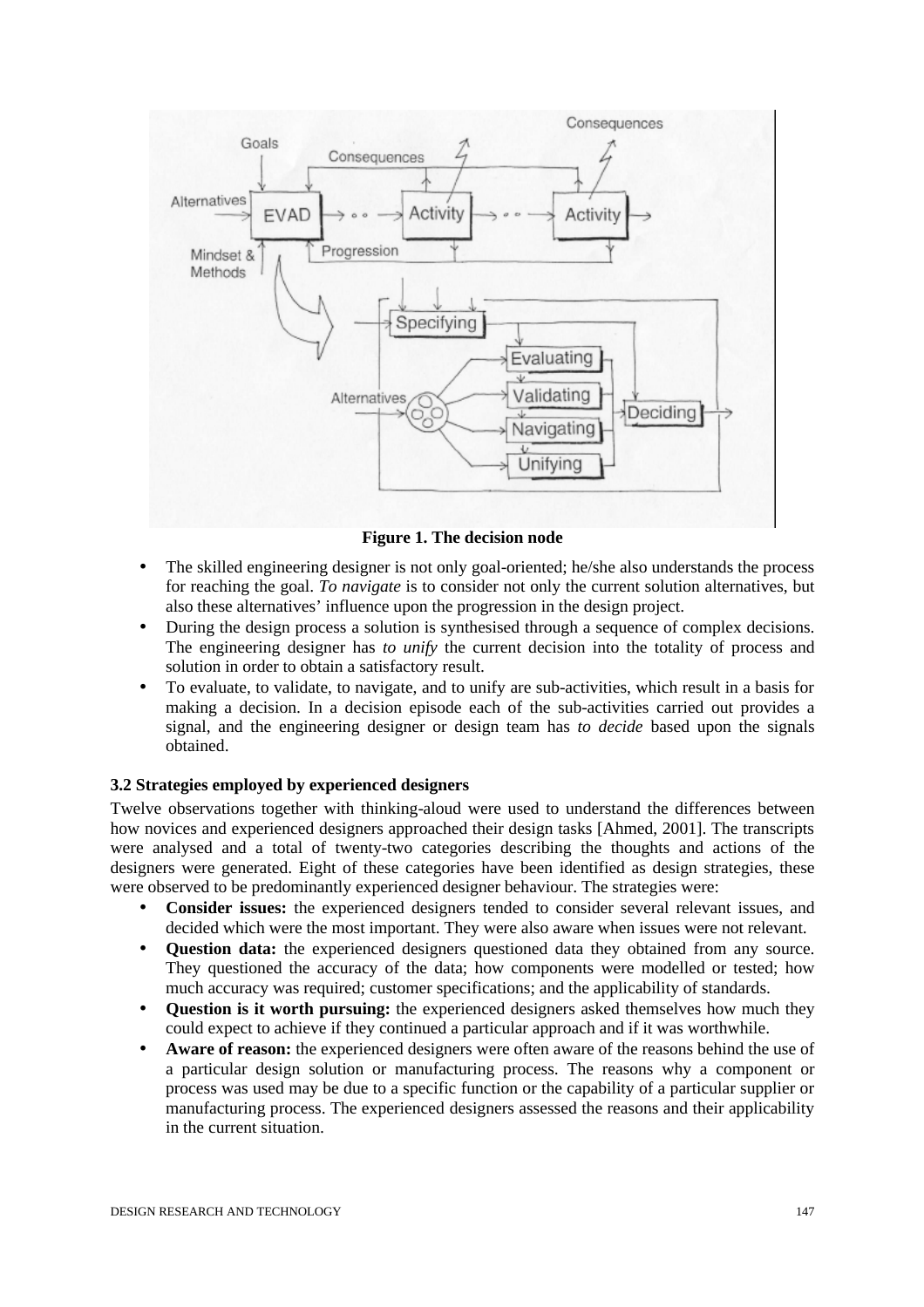**Figure 1. The decision node**

- The skilled engineering designer is not only goal-oriented; he/she also understands the process for reaching the goal. *To navigate* is to consider not only the current solution alternatives, but also these alternatives' influence upon the progression in the design project.
- During the design process a solution is synthesised through a sequence of complex decisions. The engineering designer has *to unify* the current decision into the totality of process and solution in order to obtain a satisfactory result.
- To evaluate, to validate, to navigate, and to unify are sub-activities, which result in a basis for making a decision. In a decision episode each of the sub-activities carried out provides a signal, and the engineering designer or design team has *to decide* based upon the signals obtained.

### 3.2 Strategies employed by experienced designers

Twelve observations together with thinking-aloud were used to understand the differences between how novices and experienced designers approached their design tasks [Ahmed, 2001]. The transcripts were analysed and a total of twenty-two categories describing the thoughts and actions of the designers were generated. Eight of these categories have been identified as design strategies, these were observed to be predominantly experienced designer behaviour. The strategies were:

- **Consider issues:** the experienced designers tended to consider several relevant issues, and decided which were the most important. They were also aware when issues were not relevant.
- **Question data:** the experienced designers questioned data they obtained from any source. They questioned the accuracy of the data; how components were modelled or tested; how much accuracy was required; customer specifications; and the applicability of standards.
- **Question is it worth pursuing:** the experienced designers asked themselves how much they could expect to achieve if they continued a particular approach and if it was worthwhile.
- **Aware of reason:** the experienced designers were often aware of the reasons behind the use of a particular design solution or manufacturing process. The reasons why a component or process was used may be due to a specific function or the capability of a particular supplier or manufacturing process. The experienced designers assessed the reasons and their applicability in the current situation.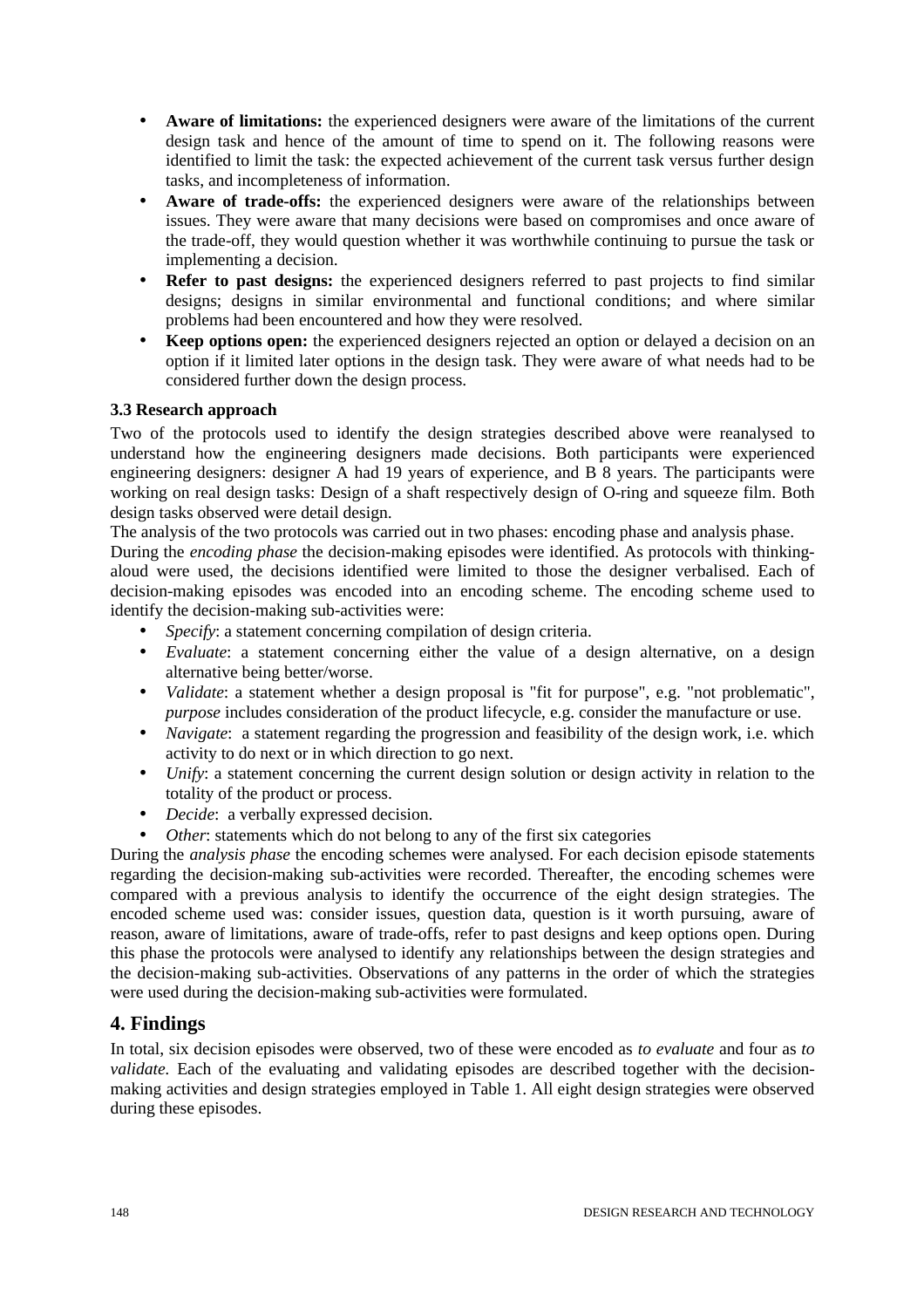- **Aware of limitations:** the experienced designers were aware of the limitations of the current design task and hence of the amount of time to spend on it. The following reasons were identified to limit the task: the expected achievement of the current task versus further design tasks, and incompleteness of information.
- **Aware of trade-offs:** the experienced designers were aware of the relationships between issues. They were aware that many decisions were based on compromises and once aware of the trade-off, they would question whether it was worthwhile continuing to pursue the task or implementing a decision.
- **Refer to past designs:** the experienced designers referred to past projects to find similar designs; designs in similar environmental and functional conditions; and where similar problems had been encountered and how they were resolved.
- **Keep options open:** the experienced designers rejected an option or delayed a decision on an option if it limited later options in the design task. They were aware of what needs had to be considered further down the design process.

### 3.3 Research approach

Two of the protocols used to identify the design strategies described above were reanalysed to understand how the engineering designers made decisions. Both participants were experienced engineering designers: designer A had 19 years of experience, and B 8 years. The participants were working on real design tasks: Design of a shaft respectively design of O-ring and squeeze film. Both design tasks observed were detail design.

The analysis of the two protocols was carried out in two phases: encoding phase and analysis phase.

During the *encoding phase* the decision-making episodes were identified. As protocols with thinking-aloud were used, the decisions identified were limited to those the designer verbalised. Each of decision-making episodes was encoded into an encoding scheme. The encoding scheme used to identify the decision-making sub-activities were:

- *Specify*: a statement concerning compilation of design criteria.
- *Evaluate*: a statement concerning either the value of a design alternative, on a design alternative being better/worse.
- *Validate*: a statement whether a design proposal is "fit for purpose", e.g. "not problematic", *purpose* includes consideration of the product lifecycle, e.g. consider the manufacture or use.
- *Navigate*: a statement regarding the progression and feasibility of the design work, i.e. which activity to do next or in which direction to go next.
- *Unify*: a statement concerning the current design solution or design activity in relation to the totality of the product or process.
- *Decide*: a verbally expressed decision.
- *Other*: statements which do not belong to any of the first six categories

During the *analysis phase* the encoding schemes were analysed. For each decision episode statements regarding the decision-making sub-activities were recorded. Thereafter, the encoding schemes were compared with a previous analysis to identify the occurrence of the eight design strategies. The encoded scheme used was: consider issues, question data, question is it worth pursuing, aware of reason, aware of limitations, aware of trade-offs, refer to past designs and keep options open. During this phase the protocols were analysed to identify any relationships between the design strategies and the decision-making sub-activities. Observations of any patterns in the order of which the strategies were used during the decision-making sub-activities were formulated.

## 4. Findings

In total, six decision episodes were observed, two of these were encoded as *to evaluate* and four as *to validate.* Each of the evaluating and validating episodes are described together with the decision-making activities and design strategies employed in Table 1. All eight design strategies were observed during these episodes.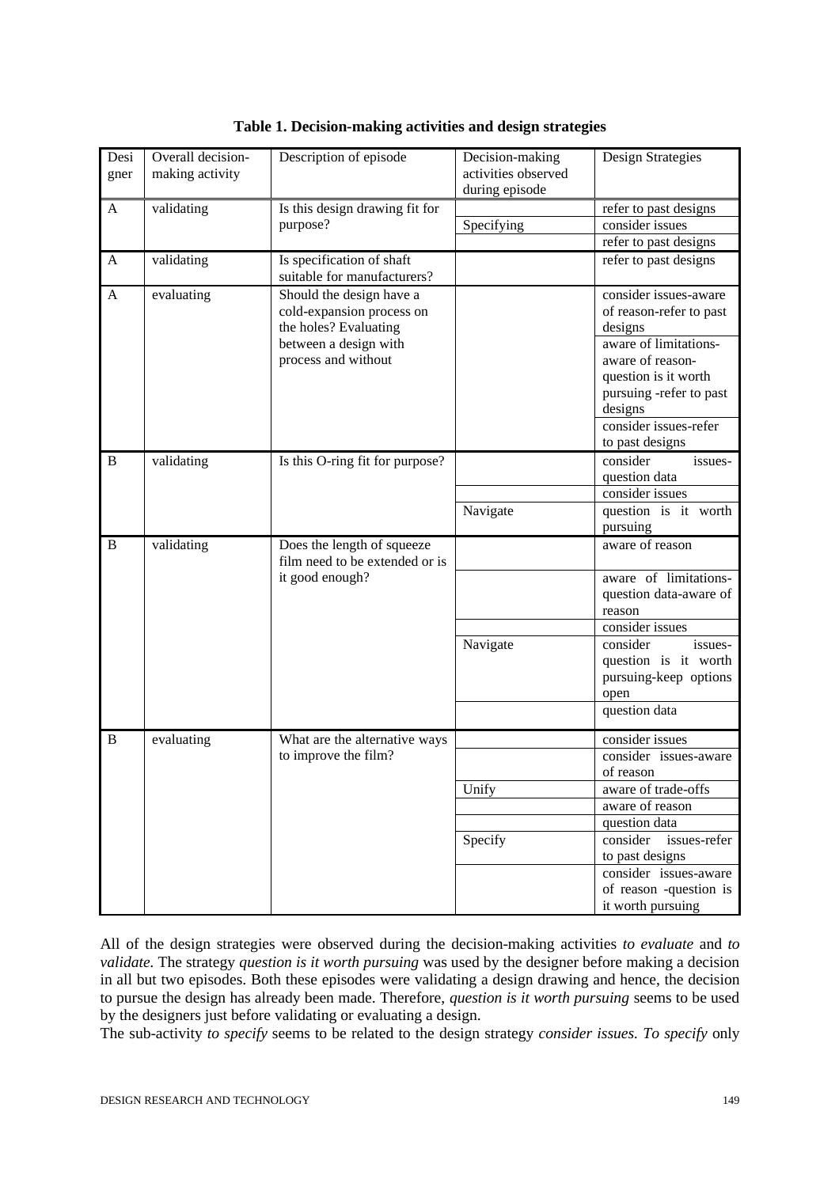**Table 1. Decision-making activities and design strategies**

| Designer | Overall decision-making activity | Description of episode | Decision-making activities observed during episode | Design Strategies |
|---|---|---|---|---|
| A | validating | Is this design drawing fit for purpose? | | refer to past designs |
| | | | Specifying | consider issues |
| | | | | refer to past designs |
| A | validating | Is specification of shaft suitable for manufacturers? | | refer to past designs |
| A | evaluating | Should the design have a cold-expansion process on the holes? Evaluating between a design with process and without | | consider issues-aware of reason-refer to past designs |
| | | | | aware of limitations-aware of reason-question is it worth pursuing -refer to past designs |
| | | | | consider issues-refer to past designs |
| B | validating | Is this O-ring fit for purpose? | | consider issues-question data |
| | | | | consider issues |
| | | | Navigate | question is it worth pursuing |
| B | validating | Does the length of squeeze film need to be extended or is it good enough? | | aware of reason |
| | | | | aware of limitations-question data-aware of reason |
| | | | | consider issues |
| | | | Navigate | consider issues-question is it worth pursuing-keep options open |
| | | | | question data |
| B | evaluating | What are the alternative ways to improve the film? | | consider issues |
| | | | | consider issues-aware of reason |
| | | | Unify | aware of trade-offs |
| | | | | aware of reason |
| | | | | question data |
| | | | Specify | consider issues-refer to past designs |
| | | | | consider issues-aware of reason -question is it worth pursuing |

All of the design strategies were observed during the decision-making activities *to evaluate* and *to validate*. The strategy *question is it worth pursuing* was used by the designer before making a decision in all but two episodes. Both these episodes were validating a design drawing and hence, the decision to pursue the design has already been made. Therefore, *question is it worth pursuing* seems to be used by the designers just before validating or evaluating a design.

The sub-activity *to specify* seems to be related to the design strategy *consider issues. To specify* only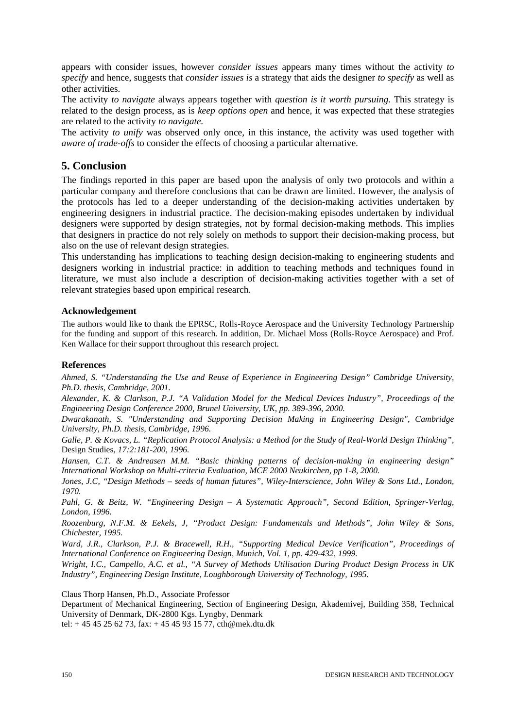appears with consider issues, however *consider issues* appears many times without the activity *to specify* and hence, suggests that *consider issues is* a strategy that aids the designer *to specify* as well as other activities.

The activity *to navigate* always appears together with *question is it worth pursuing*. This strategy is related to the design process, as is *keep options open* and hence, it was expected that these strategies are related to the activity *to navigate*.

The activity *to unify* was observed only once, in this instance, the activity was used together with *aware of trade-offs* to consider the effects of choosing a particular alternative.

## 5. Conclusion

The findings reported in this paper are based upon the analysis of only two protocols and within a particular company and therefore conclusions that can be drawn are limited. However, the analysis of the protocols has led to a deeper understanding of the decision-making activities undertaken by engineering designers in industrial practice. The decision-making episodes undertaken by individual designers were supported by design strategies, not by formal decision-making methods. This implies that designers in practice do not rely solely on methods to support their decision-making process, but also on the use of relevant design strategies.

This understanding has implications to teaching design decision-making to engineering students and designers working in industrial practice: in addition to teaching methods and techniques found in literature, we must also include a description of decision-making activities together with a set of relevant strategies based upon empirical research.

### Acknowledgement

The authors would like to thank the EPRSC, Rolls-Royce Aerospace and the University Technology Partnership for the funding and support of this research. In addition, Dr. Michael Moss (Rolls-Royce Aerospace) and Prof. Ken Wallace for their support throughout this research project.

### References

*Ahmed, S. "Understanding the Use and Reuse of Experience in Engineering Design" Cambridge University, Ph.D. thesis, Cambridge, 2001.*

*Alexander, K. & Clarkson, P.J. "A Validation Model for the Medical Devices Industry", Proceedings of the Engineering Design Conference 2000, Brunel University, UK, pp. 389-396, 2000.*

*Dwarakanath, S. "Understanding and Supporting Decision Making in Engineering Design", Cambridge University, Ph.D. thesis, Cambridge, 1996.*

*Galle, P. & Kovacs, L. "Replication Protocol Analysis: a Method for the Study of Real-World Design Thinking",* Design Studies, *17:2:181-200, 1996.*

*Hansen, C.T. & Andreasen M.M. "Basic thinking patterns of decision-making in engineering design" International Workshop on Multi-criteria Evaluation, MCE 2000 Neukirchen, pp 1-8, 2000.*

*Jones, J.C, "Design Methods – seeds of human futures", Wiley-Interscience, John Wiley & Sons Ltd., London, 1970.*

*Pahl, G. & Beitz, W. "Engineering Design – A Systematic Approach", Second Edition, Springer-Verlag, London, 1996.*

*Roozenburg, N.F.M. & Eekels, J, "Product Design: Fundamentals and Methods", John Wiley & Sons, Chichester, 1995.*

*Ward, J.R., Clarkson, P.J. & Bracewell, R.H., "Supporting Medical Device Verification", Proceedings of International Conference on Engineering Design, Munich, Vol. 1, pp. 429-432, 1999.*

*Wright, I.C., Campello, A.C. et al., "A Survey of Methods Utilisation During Product Design Process in UK Industry", Engineering Design Institute, Loughborough University of Technology, 1995.*

Claus Thorp Hansen, Ph.D., Associate Professor

Department of Mechanical Engineering, Section of Engineering Design, Akademivej, Building 358, Technical University of Denmark, DK-2800 Kgs. Lyngby, Denmark

tel: + 45 45 25 62 73, fax: + 45 45 93 15 77, cth@mek.dtu.dk